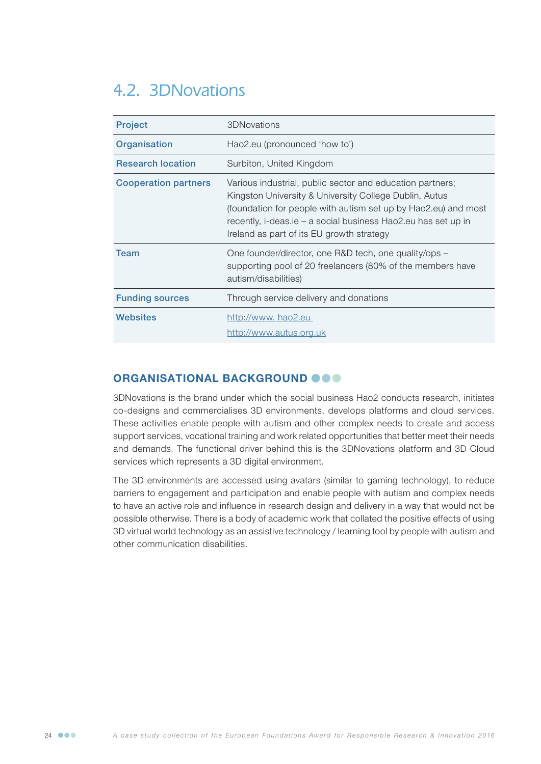## 4.2. 3DNovations

| | |
|---|---|
| **Project** | 3DNovations |
| **Organisation** | Hao2.eu (pronounced 'how to') |
| **Research location** | Surbiton, United Kingdom |
| **Cooperation partners** | Various industrial, public sector and education partners; Kingston University & University College Dublin, Autus (foundation for people with autism set up by Hao2.eu) and most recently, i-deas.ie – a social business Hao2.eu has set up in Ireland as part of its EU growth strategy |
| **Team** | One founder/director, one R&D tech, one quality/ops – supporting pool of 20 freelancers (80% of the members have autism/disabilities) |
| **Funding sources** | Through service delivery and donations |
| **Websites** | http://www. hao2.eu<br>http://www.autus.org.uk |

### ORGANISATIONAL BACKGROUND

3DNovations is the brand under which the social business Hao2 conducts research, initiates co-designs and commercialises 3D environments, develops platforms and cloud services. These activities enable people with autism and other complex needs to create and access support services, vocational training and work related opportunities that better meet their needs and demands. The functional driver behind this is the 3DNovations platform and 3D Cloud services which represents a 3D digital environment.

The 3D environments are accessed using avatars (similar to gaming technology), to reduce barriers to engagement and participation and enable people with autism and complex needs to have an active role and influence in research design and delivery in a way that would not be possible otherwise. There is a body of academic work that collated the positive effects of using 3D virtual world technology as an assistive technology / learning tool by people with autism and other communication disabilities.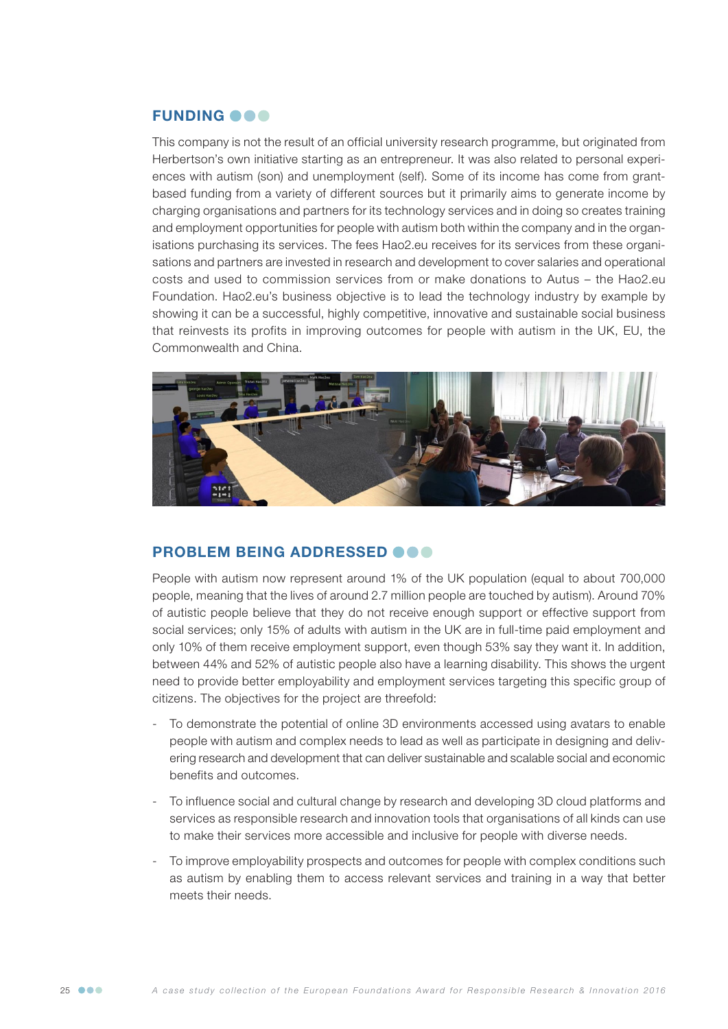## FUNDING

This company is not the result of an official university research programme, but originated from Herbertson's own initiative starting as an entrepreneur. It was also related to personal experiences with autism (son) and unemployment (self). Some of its income has come from grant-based funding from a variety of different sources but it primarily aims to generate income by charging organisations and partners for its technology services and in doing so creates training and employment opportunities for people with autism both within the company and in the organisations purchasing its services. The fees Hao2.eu receives for its services from these organisations and partners are invested in research and development to cover salaries and operational costs and used to commission services from or make donations to Autus – the Hao2.eu Foundation. Hao2.eu's business objective is to lead the technology industry by example by showing it can be a successful, highly competitive, innovative and sustainable social business that reinvests its profits in improving outcomes for people with autism in the UK, EU, the Commonwealth and China.

## PROBLEM BEING ADDRESSED

People with autism now represent around 1% of the UK population (equal to about 700,000 people, meaning that the lives of around 2.7 million people are touched by autism). Around 70% of autistic people believe that they do not receive enough support or effective support from social services; only 15% of adults with autism in the UK are in full-time paid employment and only 10% of them receive employment support, even though 53% say they want it. In addition, between 44% and 52% of autistic people also have a learning disability. This shows the urgent need to provide better employability and employment services targeting this specific group of citizens. The objectives for the project are threefold:

- To demonstrate the potential of online 3D environments accessed using avatars to enable people with autism and complex needs to lead as well as participate in designing and delivering research and development that can deliver sustainable and scalable social and economic benefits and outcomes.
- To influence social and cultural change by research and developing 3D cloud platforms and services as responsible research and innovation tools that organisations of all kinds can use to make their services more accessible and inclusive for people with diverse needs.
- To improve employability prospects and outcomes for people with complex conditions such as autism by enabling them to access relevant services and training in a way that better meets their needs.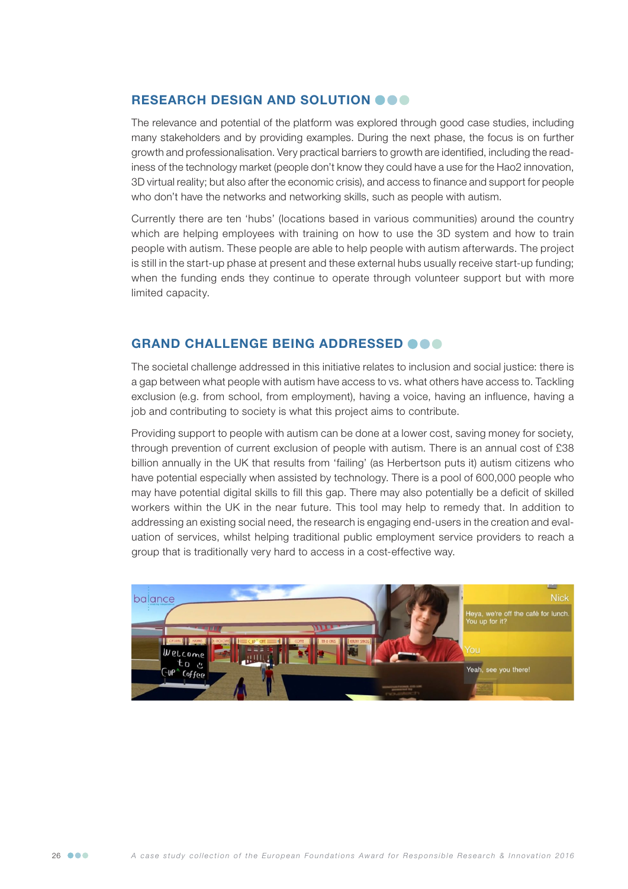## RESEARCH DESIGN AND SOLUTION

The relevance and potential of the platform was explored through good case studies, including many stakeholders and by providing examples. During the next phase, the focus is on further growth and professionalisation. Very practical barriers to growth are identified, including the readiness of the technology market (people don't know they could have a use for the Hao2 innovation, 3D virtual reality; but also after the economic crisis), and access to finance and support for people who don't have the networks and networking skills, such as people with autism.

Currently there are ten 'hubs' (locations based in various communities) around the country which are helping employees with training on how to use the 3D system and how to train people with autism. These people are able to help people with autism afterwards. The project is still in the start-up phase at present and these external hubs usually receive start-up funding; when the funding ends they continue to operate through volunteer support but with more limited capacity.

## GRAND CHALLENGE BEING ADDRESSED

The societal challenge addressed in this initiative relates to inclusion and social justice: there is a gap between what people with autism have access to vs. what others have access to. Tackling exclusion (e.g. from school, from employment), having a voice, having an influence, having a job and contributing to society is what this project aims to contribute.

Providing support to people with autism can be done at a lower cost, saving money for society, through prevention of current exclusion of people with autism. There is an annual cost of £38 billion annually in the UK that results from 'failing' (as Herbertson puts it) autism citizens who have potential especially when assisted by technology. There is a pool of 600,000 people who may have potential digital skills to fill this gap. There may also potentially be a deficit of skilled workers within the UK in the near future. This tool may help to remedy that. In addition to addressing an existing social need, the research is engaging end-users in the creation and evaluation of services, whilst helping traditional public employment service providers to reach a group that is traditionally very hard to access in a cost-effective way.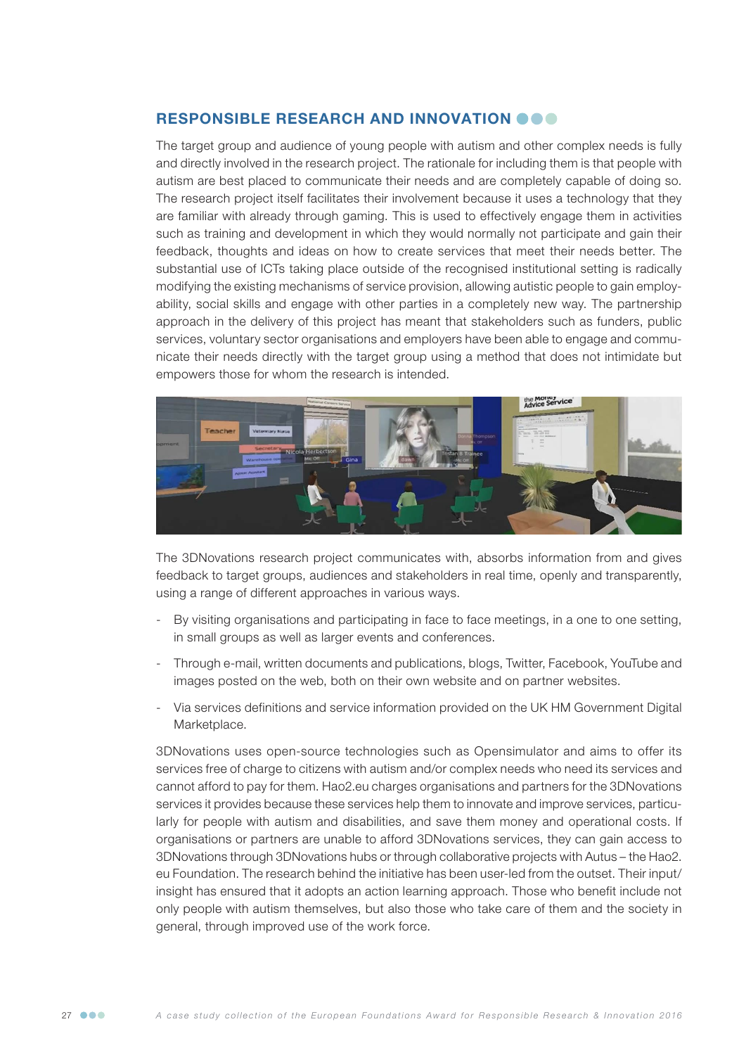## RESPONSIBLE RESEARCH AND INNOVATION

The target group and audience of young people with autism and other complex needs is fully and directly involved in the research project. The rationale for including them is that people with autism are best placed to communicate their needs and are completely capable of doing so. The research project itself facilitates their involvement because it uses a technology that they are familiar with already through gaming. This is used to effectively engage them in activities such as training and development in which they would normally not participate and gain their feedback, thoughts and ideas on how to create services that meet their needs better. The substantial use of ICTs taking place outside of the recognised institutional setting is radically modifying the existing mechanisms of service provision, allowing autistic people to gain employability, social skills and engage with other parties in a completely new way. The partnership approach in the delivery of this project has meant that stakeholders such as funders, public services, voluntary sector organisations and employers have been able to engage and communicate their needs directly with the target group using a method that does not intimidate but empowers those for whom the research is intended.

The 3DNovations research project communicates with, absorbs information from and gives feedback to target groups, audiences and stakeholders in real time, openly and transparently, using a range of different approaches in various ways.

- By visiting organisations and participating in face to face meetings, in a one to one setting, in small groups as well as larger events and conferences.
- Through e-mail, written documents and publications, blogs, Twitter, Facebook, YouTube and images posted on the web, both on their own website and on partner websites.
- Via services definitions and service information provided on the UK HM Government Digital Marketplace.

3DNovations uses open-source technologies such as Opensimulator and aims to offer its services free of charge to citizens with autism and/or complex needs who need its services and cannot afford to pay for them. Hao2.eu charges organisations and partners for the 3DNovations services it provides because these services help them to innovate and improve services, particularly for people with autism and disabilities, and save them money and operational costs. If organisations or partners are unable to afford 3DNovations services, they can gain access to 3DNovations through 3DNovations hubs or through collaborative projects with Autus – the Hao2.eu Foundation. The research behind the initiative has been user-led from the outset. Their input/insight has ensured that it adopts an action learning approach. Those who benefit include not only people with autism themselves, but also those who take care of them and the society in general, through improved use of the work force.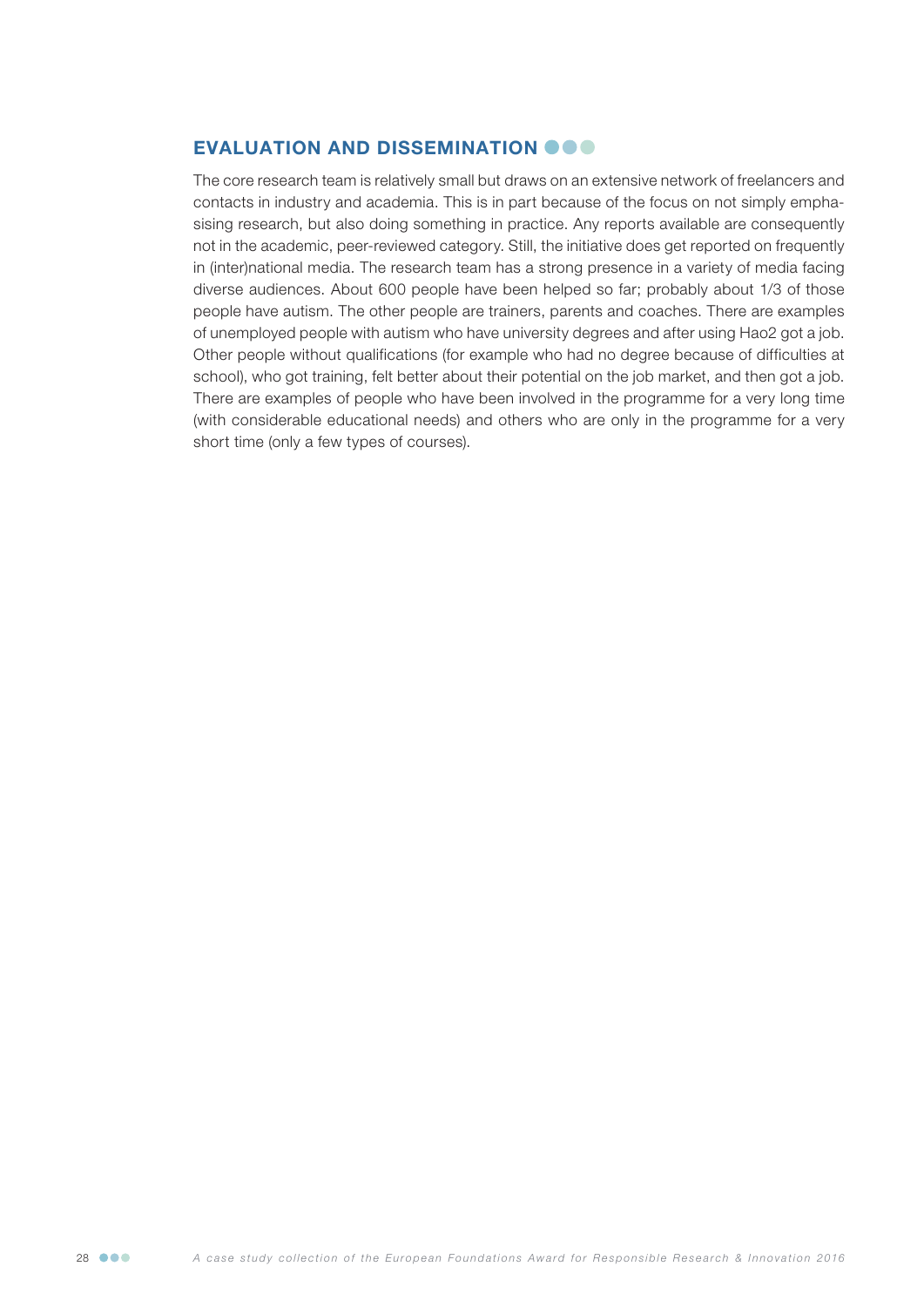## EVALUATION AND DISSEMINATION

The core research team is relatively small but draws on an extensive network of freelancers and contacts in industry and academia. This is in part because of the focus on not simply emphasising research, but also doing something in practice. Any reports available are consequently not in the academic, peer-reviewed category. Still, the initiative does get reported on frequently in (inter)national media. The research team has a strong presence in a variety of media facing diverse audiences. About 600 people have been helped so far; probably about 1/3 of those people have autism. The other people are trainers, parents and coaches. There are examples of unemployed people with autism who have university degrees and after using Hao2 got a job. Other people without qualifications (for example who had no degree because of difficulties at school), who got training, felt better about their potential on the job market, and then got a job. There are examples of people who have been involved in the programme for a very long time (with considerable educational needs) and others who are only in the programme for a very short time (only a few types of courses).